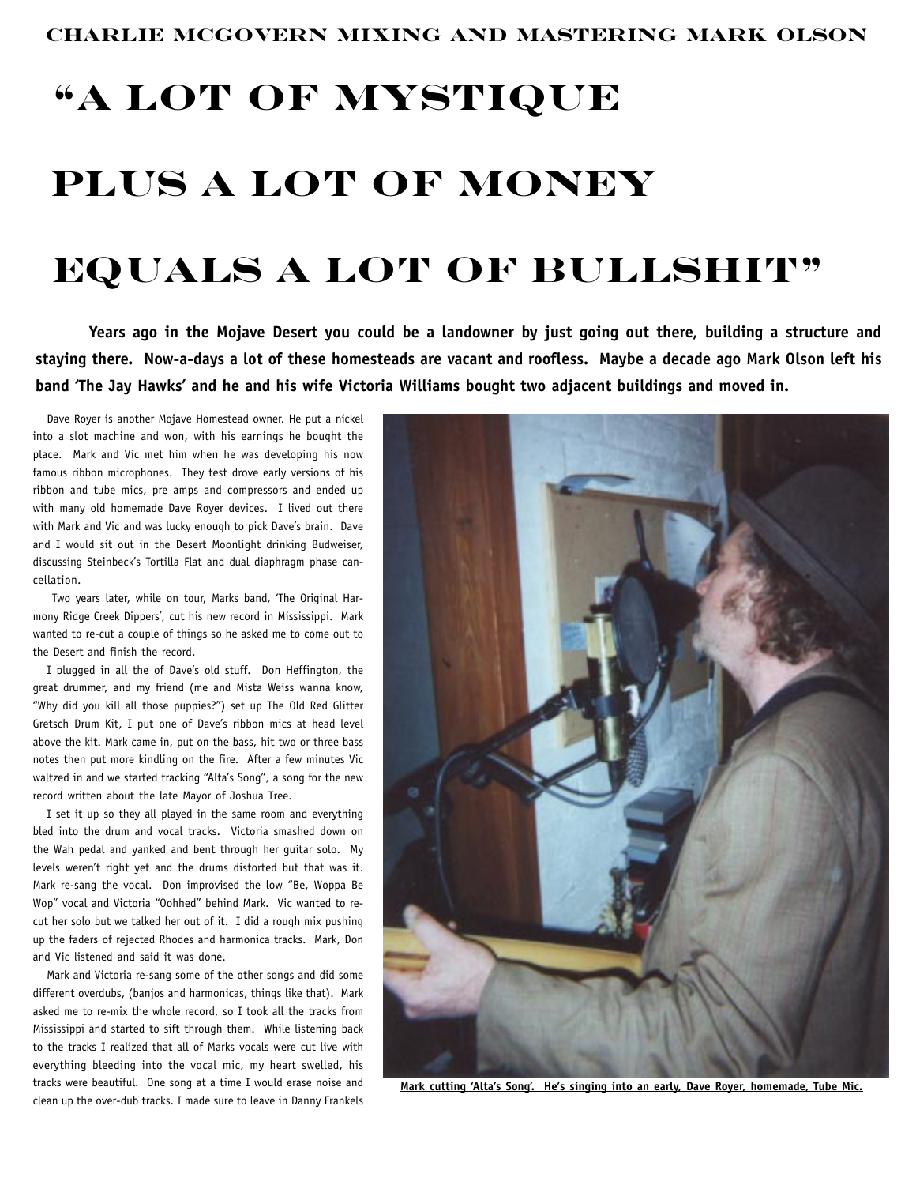CHARLIE MCGOVERN MIXING AND MASTERING MARK OLSON

# "A LOT OF MYSTIQUE PLUS A LOT OF MONEY EQUALS A LOT OF BULLSHIT"

**Years ago in the Mojave Desert you could be a landowner by just going out there, building a structure and staying there. Now-a-days a lot of these homesteads are vacant and roofless. Maybe a decade ago Mark Olson left his band 'The Jay Hawks' and he and his wife Victoria Williams bought two adjacent buildings and moved in.**

Dave Royer is another Mojave Homestead owner. He put a nickel into a slot machine and won, with his earnings he bought the place. Mark and Vic met him when he was developing his now famous ribbon microphones. They test drove early versions of his ribbon and tube mics, pre amps and compressors and ended up with many old homemade Dave Royer devices. I lived out there with Mark and Vic and was lucky enough to pick Dave's brain. Dave and I would sit out in the Desert Moonlight drinking Budweiser, discussing Steinbeck's Tortilla Flat and dual diaphragm phase cancellation.

Two years later, while on tour, Marks band, 'The Original Harmony Ridge Creek Dippers', cut his new record in Mississippi. Mark wanted to re-cut a couple of things so he asked me to come out to the Desert and finish the record.

I plugged in all the of Dave's old stuff. Don Heffington, the great drummer, and my friend (me and Mista Weiss wanna know, "Why did you kill all those puppies?") set up The Old Red Glitter Gretsch Drum Kit, I put one of Dave's ribbon mics at head level above the kit. Mark came in, put on the bass, hit two or three bass notes then put more kindling on the fire. After a few minutes Vic waltzed in and we started tracking "Alta's Song", a song for the new record written about the late Mayor of Joshua Tree.

I set it up so they all played in the same room and everything bled into the drum and vocal tracks. Victoria smashed down on the Wah pedal and yanked and bent through her guitar solo. My levels weren't right yet and the drums distorted but that was it. Mark re-sang the vocal. Don improvised the low "Be, Woppa Be Wop" vocal and Victoria "Oohhed" behind Mark. Vic wanted to re-cut her solo but we talked her out of it. I did a rough mix pushing up the faders of rejected Rhodes and harmonica tracks. Mark, Don and Vic listened and said it was done.

Mark and Victoria re-sang some of the other songs and did some different overdubs, (banjos and harmonicas, things like that). Mark asked me to re-mix the whole record, so I took all the tracks from Mississippi and started to sift through them. While listening back to the tracks I realized that all of Marks vocals were cut live with everything bleeding into the vocal mic, my heart swelled, his tracks were beautiful. One song at a time I would erase noise and clean up the over-dub tracks. I made sure to leave in Danny Frankels

**Mark cutting 'Alta's Song'. He's singing into an early, Dave Royer, homemade, Tube Mic.**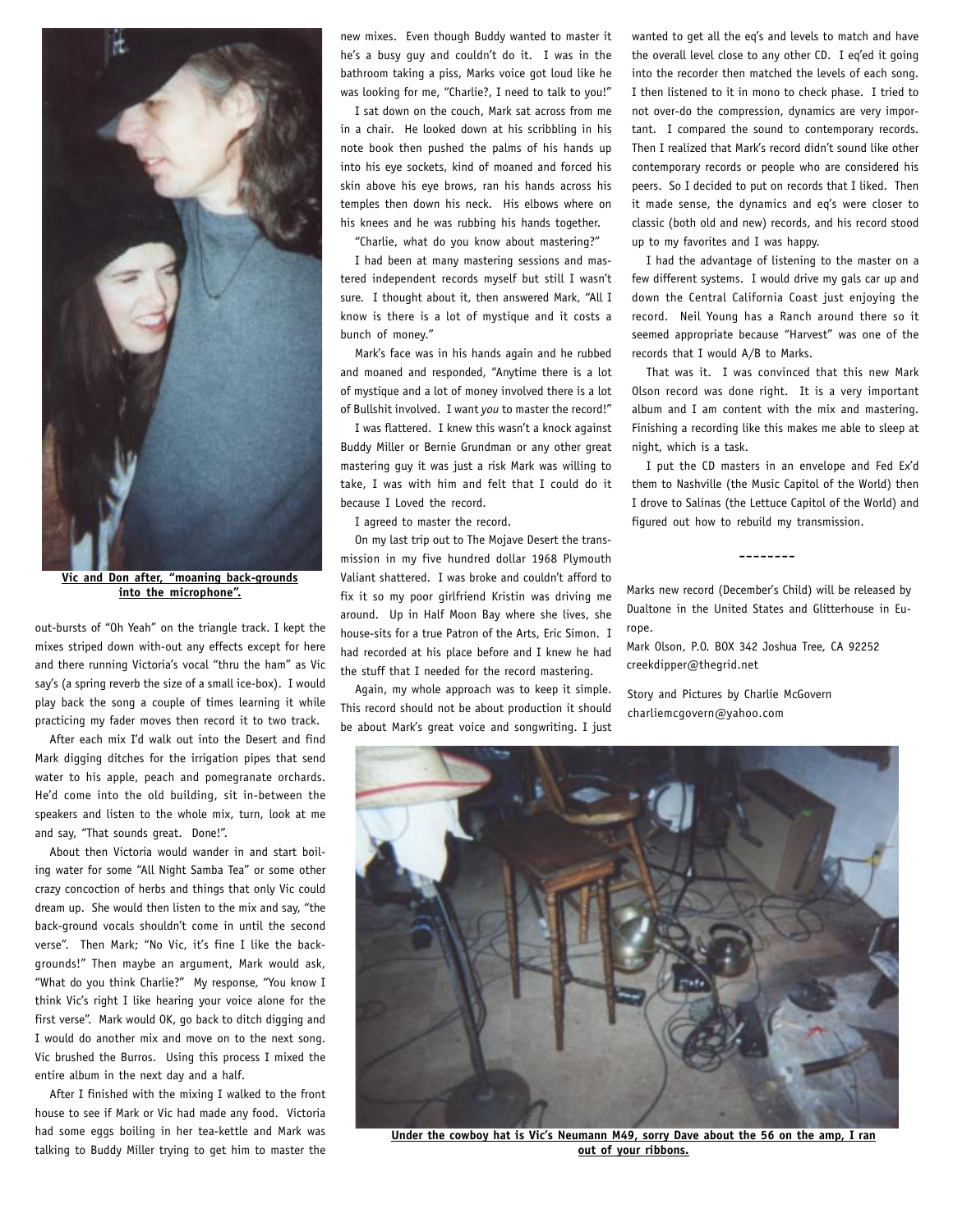**Vic and Don after, "moaning back-grounds into the microphone".**

out-bursts of "Oh Yeah" on the triangle track. I kept the mixes striped down with-out any effects except for here and there running Victoria's vocal "thru the ham" as Vic say's (a spring reverb the size of a small ice-box). I would play back the song a couple of times learning it while practicing my fader moves then record it to two track.

After each mix I'd walk out into the Desert and find Mark digging ditches for the irrigation pipes that send water to his apple, peach and pomegranate orchards. He'd come into the old building, sit in-between the speakers and listen to the whole mix, turn, look at me and say, "That sounds great. Done!".

About then Victoria would wander in and start boiling water for some "All Night Samba Tea" or some other crazy concoction of herbs and things that only Vic could dream up. She would then listen to the mix and say, "the back-ground vocals shouldn't come in until the second verse". Then Mark; "No Vic, it's fine I like the back-grounds!" Then maybe an argument, Mark would ask, "What do you think Charlie?" My response, "You know I think Vic's right I like hearing your voice alone for the first verse". Mark would OK, go back to ditch digging and I would do another mix and move on to the next song. Vic brushed the Burros. Using this process I mixed the entire album in the next day and a half.

After I finished with the mixing I walked to the front house to see if Mark or Vic had made any food. Victoria had some eggs boiling in her tea-kettle and Mark was talking to Buddy Miller trying to get him to master the new mixes. Even though Buddy wanted to master it he's a busy guy and couldn't do it. I was in the bathroom taking a piss, Marks voice got loud like he was looking for me, "Charlie?, I need to talk to you!"

I sat down on the couch, Mark sat across from me in a chair. He looked down at his scribbling in his note book then pushed the palms of his hands up into his eye sockets, kind of moaned and forced his skin above his eye brows, ran his hands across his temples then down his neck. His elbows where on his knees and he was rubbing his hands together.

"Charlie, what do you know about mastering?"

I had been at many mastering sessions and mastered independent records myself but still I wasn't sure. I thought about it, then answered Mark, "All I know is there is a lot of mystique and it costs a bunch of money."

Mark's face was in his hands again and he rubbed and moaned and responded, "Anytime there is a lot of mystique and a lot of money involved there is a lot of Bullshit involved. I want *you* to master the record!"

I was flattered. I knew this wasn't a knock against Buddy Miller or Bernie Grundman or any other great mastering guy it was just a risk Mark was willing to take, I was with him and felt that I could do it because I Loved the record.

I agreed to master the record.

On my last trip out to The Mojave Desert the transmission in my five hundred dollar 1968 Plymouth Valiant shattered. I was broke and couldn't afford to fix it so my poor girlfriend Kristin was driving me around. Up in Half Moon Bay where she lives, she house-sits for a true Patron of the Arts, Eric Simon. I had recorded at his place before and I knew he had the stuff that I needed for the record mastering.

Again, my whole approach was to keep it simple. This record should not be about production it should be about Mark's great voice and songwriting. I just wanted to get all the eq's and levels to match and have the overall level close to any other CD. I eq'ed it going into the recorder then matched the levels of each song. I then listened to it in mono to check phase. I tried to not over-do the compression, dynamics are very important. I compared the sound to contemporary records. Then I realized that Mark's record didn't sound like other contemporary records or people who are considered his peers. So I decided to put on records that I liked. Then it made sense, the dynamics and eq's were closer to classic (both old and new) records, and his record stood up to my favorites and I was happy.

I had the advantage of listening to the master on a few different systems. I would drive my gals car up and down the Central California Coast just enjoying the record. Neil Young has a Ranch around there so it seemed appropriate because "Harvest" was one of the records that I would A/B to Marks.

That was it. I was convinced that this new Mark Olson record was done right. It is a very important album and I am content with the mix and mastering. Finishing a recording like this makes me able to sleep at night, which is a task.

I put the CD masters in an envelope and Fed Ex'd them to Nashville (the Music Capitol of the World) then I drove to Salinas (the Lettuce Capitol of the World) and figured out how to rebuild my transmission.

--------

Marks new record (December's Child) will be released by Dualtone in the United States and Glitterhouse in Europe.

Mark Olson, P.O. BOX 342 Joshua Tree, CA 92252
creekdipper@thegrid.net

Story and Pictures by Charlie McGovern
charliemcgovern@yahoo.com

**Under the cowboy hat is Vic's Neumann M49, sorry Dave about the 56 on the amp, I ran out of your ribbons.**